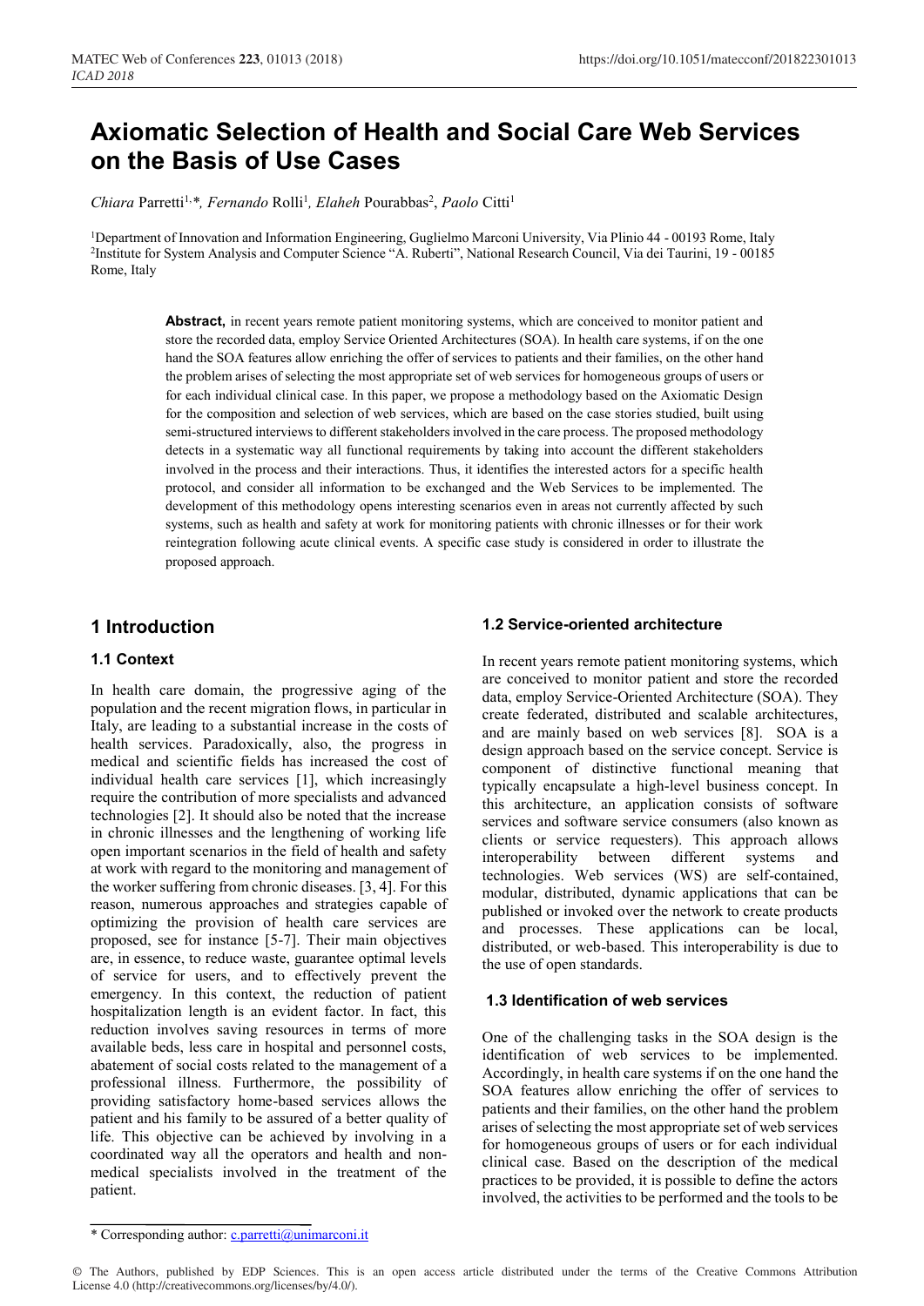# Axiomatic Selection of Health and Social Care Web Services on the Basis of Use Cases

*Chiara* Parretti[1,*], *Fernando* Rolli[1], *Elaheh* Pourabbas[2], *Paolo* Citti[1]

[1]Department of Innovation and Information Engineering, Guglielmo Marconi University, Via Plinio 44 - 00193 Rome, Italy
[2]Institute for System Analysis and Computer Science "A. Ruberti", National Research Council, Via dei Taurini, 19 - 00185 Rome, Italy

**Abstract,** in recent years remote patient monitoring systems, which are conceived to monitor patient and store the recorded data, employ Service Oriented Architectures (SOA). In health care systems, if on the one hand the SOA features allow enriching the offer of services to patients and their families, on the other hand the problem arises of selecting the most appropriate set of web services for homogeneous groups of users or for each individual clinical case. In this paper, we propose a methodology based on the Axiomatic Design for the composition and selection of web services, which are based on the case stories studied, built using semi-structured interviews to different stakeholders involved in the care process. The proposed methodology detects in a systematic way all functional requirements by taking into account the different stakeholders involved in the process and their interactions. Thus, it identifies the interested actors for a specific health protocol, and consider all information to be exchanged and the Web Services to be implemented. The development of this methodology opens interesting scenarios even in areas not currently affected by such systems, such as health and safety at work for monitoring patients with chronic illnesses or for their work reintegration following acute clinical events. A specific case study is considered in order to illustrate the proposed approach.

## 1 Introduction

### 1.1 Context

In health care domain, the progressive aging of the population and the recent migration flows, in particular in Italy, are leading to a substantial increase in the costs of health services. Paradoxically, also, the progress in medical and scientific fields has increased the cost of individual health care services [1], which increasingly require the contribution of more specialists and advanced technologies [2]. It should also be noted that the increase in chronic illnesses and the lengthening of working life open important scenarios in the field of health and safety at work with regard to the monitoring and management of the worker suffering from chronic diseases. [3, 4]. For this reason, numerous approaches and strategies capable of optimizing the provision of health care services are proposed, see for instance [5-7]. Their main objectives are, in essence, to reduce waste, guarantee optimal levels of service for users, and to effectively prevent the emergency. In this context, the reduction of patient hospitalization length is an evident factor. In fact, this reduction involves saving resources in terms of more available beds, less care in hospital and personnel costs, abatement of social costs related to the management of a professional illness. Furthermore, the possibility of providing satisfactory home-based services allows the patient and his family to be assured of a better quality of life. This objective can be achieved by involving in a coordinated way all the operators and health and non-medical specialists involved in the treatment of the patient.

### 1.2 Service-oriented architecture

In recent years remote patient monitoring systems, which are conceived to monitor patient and store the recorded data, employ Service-Oriented Architecture (SOA). They create federated, distributed and scalable architectures, and are mainly based on web services [8]. SOA is a design approach based on the service concept. Service is component of distinctive functional meaning that typically encapsulate a high-level business concept. In this architecture, an application consists of software services and software service consumers (also known as clients or service requesters). This approach allows interoperability between different systems and technologies. Web services (WS) are self-contained, modular, distributed, dynamic applications that can be published or invoked over the network to create products and processes. These applications can be local, distributed, or web-based. This interoperability is due to the use of open standards.

### 1.3 Identification of web services

One of the challenging tasks in the SOA design is the identification of web services to be implemented. Accordingly, in health care systems if on the one hand the SOA features allow enriching the offer of services to patients and their families, on the other hand the problem arises of selecting the most appropriate set of web services for homogeneous groups of users or for each individual clinical case. Based on the description of the medical practices to be provided, it is possible to define the actors involved, the activities to be performed and the tools to be

* Corresponding author: c.parretti@unimarconi.it

© The Authors, published by EDP Sciences. This is an open access article distributed under the terms of the Creative Commons Attribution License 4.0 (http://creativecommons.org/licenses/by/4.0/).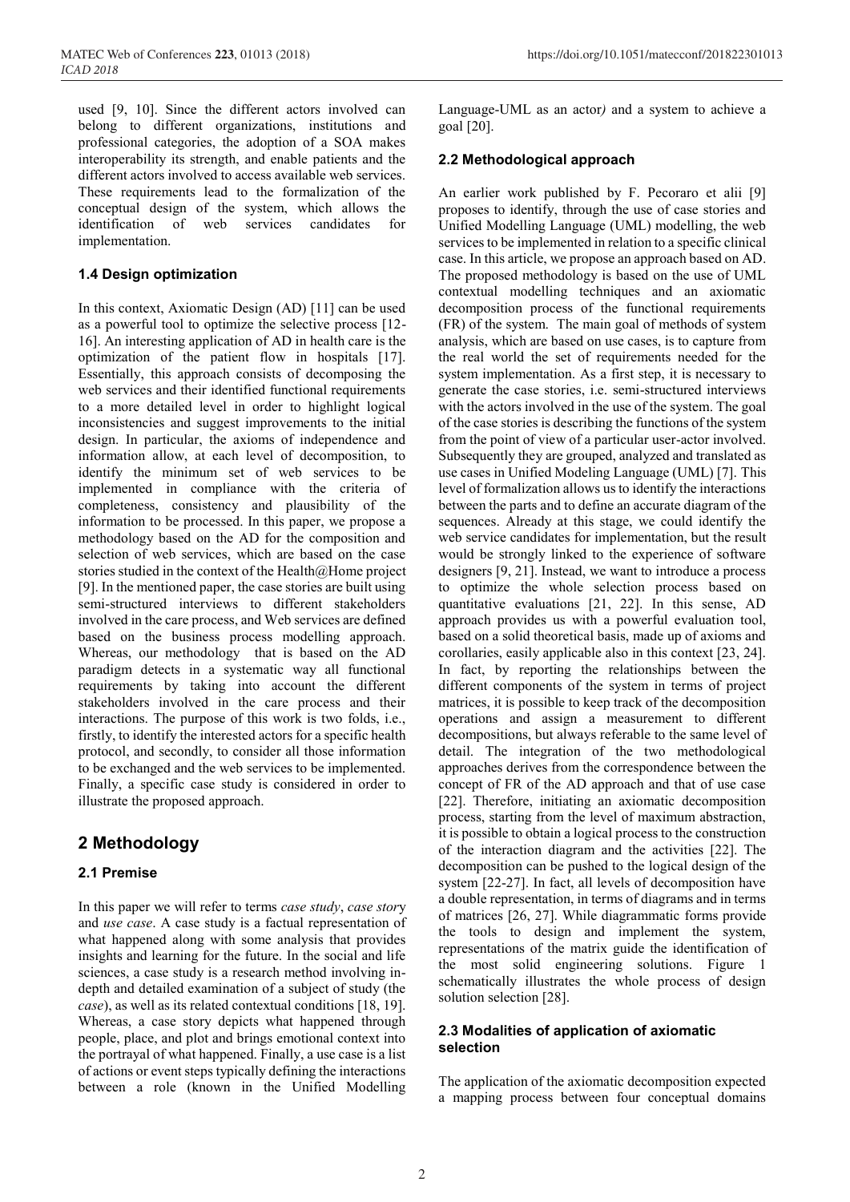used [9, 10]. Since the different actors involved can belong to different organizations, institutions and professional categories, the adoption of a SOA makes interoperability its strength, and enable patients and the different actors involved to access available web services. These requirements lead to the formalization of the conceptual design of the system, which allows the identification of web services candidates for implementation.

### 1.4 Design optimization

In this context, Axiomatic Design (AD) [11] can be used as a powerful tool to optimize the selective process [12-16]. An interesting application of AD in health care is the optimization of the patient flow in hospitals [17]. Essentially, this approach consists of decomposing the web services and their identified functional requirements to a more detailed level in order to highlight logical inconsistencies and suggest improvements to the initial design. In particular, the axioms of independence and information allow, at each level of decomposition, to identify the minimum set of web services to be implemented in compliance with the criteria of completeness, consistency and plausibility of the information to be processed. In this paper, we propose a methodology based on the AD for the composition and selection of web services, which are based on the case stories studied in the context of the Health@Home project [9]. In the mentioned paper, the case stories are built using semi-structured interviews to different stakeholders involved in the care process, and Web services are defined based on the business process modelling approach. Whereas, our methodology that is based on the AD paradigm detects in a systematic way all functional requirements by taking into account the different stakeholders involved in the care process and their interactions. The purpose of this work is two folds, i.e., firstly, to identify the interested actors for a specific health protocol, and secondly, to consider all those information to be exchanged and the web services to be implemented. Finally, a specific case study is considered in order to illustrate the proposed approach.

## 2 Methodology

### 2.1 Premise

In this paper we will refer to terms *case study*, *case story* and *use case*. A case study is a factual representation of what happened along with some analysis that provides insights and learning for the future. In the social and life sciences, a case study is a research method involving in-depth and detailed examination of a subject of study (the *case*), as well as its related contextual conditions [18, 19]. Whereas, a case story depicts what happened through people, place, and plot and brings emotional context into the portrayal of what happened. Finally, a use case is a list of actions or event steps typically defining the interactions between a role (known in the Unified Modelling Language-UML as an actor*)* and a system to achieve a goal [20].

### 2.2 Methodological approach

An earlier work published by F. Pecoraro et alii [9] proposes to identify, through the use of case stories and Unified Modelling Language (UML) modelling, the web services to be implemented in relation to a specific clinical case. In this article, we propose an approach based on AD. The proposed methodology is based on the use of UML contextual modelling techniques and an axiomatic decomposition process of the functional requirements (FR) of the system. The main goal of methods of system analysis, which are based on use cases, is to capture from the real world the set of requirements needed for the system implementation. As a first step, it is necessary to generate the case stories, i.e. semi-structured interviews with the actors involved in the use of the system. The goal of the case stories is describing the functions of the system from the point of view of a particular user-actor involved. Subsequently they are grouped, analyzed and translated as use cases in Unified Modeling Language (UML) [7]. This level of formalization allows us to identify the interactions between the parts and to define an accurate diagram of the sequences. Already at this stage, we could identify the web service candidates for implementation, but the result would be strongly linked to the experience of software designers [9, 21]. Instead, we want to introduce a process to optimize the whole selection process based on quantitative evaluations [21, 22]. In this sense, AD approach provides us with a powerful evaluation tool, based on a solid theoretical basis, made up of axioms and corollaries, easily applicable also in this context [23, 24]. In fact, by reporting the relationships between the different components of the system in terms of project matrices, it is possible to keep track of the decomposition operations and assign a measurement to different decompositions, but always referable to the same level of detail. The integration of the two methodological approaches derives from the correspondence between the concept of FR of the AD approach and that of use case [22]. Therefore, initiating an axiomatic decomposition process, starting from the level of maximum abstraction, it is possible to obtain a logical process to the construction of the interaction diagram and the activities [22]. The decomposition can be pushed to the logical design of the system [22-27]. In fact, all levels of decomposition have a double representation, in terms of diagrams and in terms of matrices [26, 27]. While diagrammatic forms provide the tools to design and implement the system, representations of the matrix guide the identification of the most solid engineering solutions. Figure 1 schematically illustrates the whole process of design solution selection [28].

### 2.3 Modalities of application of axiomatic selection

The application of the axiomatic decomposition expected a mapping process between four conceptual domains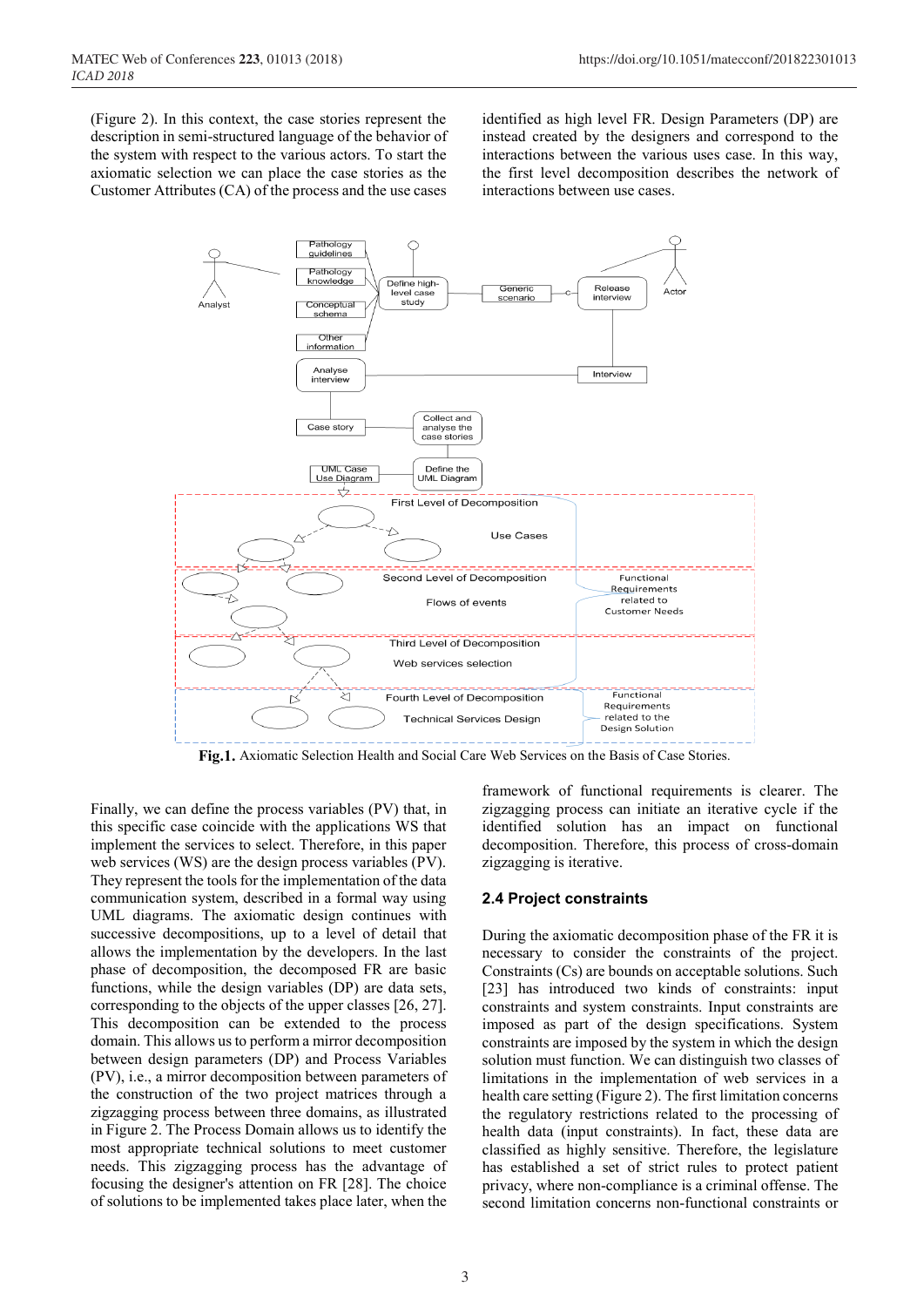(Figure 2). In this context, the case stories represent the description in semi-structured language of the behavior of the system with respect to the various actors. To start the axiomatic selection we can place the case stories as the Customer Attributes (CA) of the process and the use cases identified as high level FR. Design Parameters (DP) are instead created by the designers and correspond to the interactions between the various uses case. In this way, the first level decomposition describes the network of interactions between use cases.

**Fig.1.** Axiomatic Selection Health and Social Care Web Services on the Basis of Case Stories.

Finally, we can define the process variables (PV) that, in this specific case coincide with the applications WS that implement the services to select. Therefore, in this paper web services (WS) are the design process variables (PV). They represent the tools for the implementation of the data communication system, described in a formal way using UML diagrams. The axiomatic design continues with successive decompositions, up to a level of detail that allows the implementation by the developers. In the last phase of decomposition, the decomposed FR are basic functions, while the design variables (DP) are data sets, corresponding to the objects of the upper classes [26, 27]. This decomposition can be extended to the process domain. This allows us to perform a mirror decomposition between design parameters (DP) and Process Variables (PV), i.e., a mirror decomposition between parameters of the construction of the two project matrices through a zigzagging process between three domains, as illustrated in Figure 2. The Process Domain allows us to identify the most appropriate technical solutions to meet customer needs. This zigzagging process has the advantage of focusing the designer's attention on FR [28]. The choice of solutions to be implemented takes place later, when the framework of functional requirements is clearer. The zigzagging process can initiate an iterative cycle if the identified solution has an impact on functional decomposition. Therefore, this process of cross-domain zigzagging is iterative.

### 2.4 Project constraints

During the axiomatic decomposition phase of the FR it is necessary to consider the constraints of the project. Constraints (Cs) are bounds on acceptable solutions. Such [23] has introduced two kinds of constraints: input constraints and system constraints. Input constraints are imposed as part of the design specifications. System constraints are imposed by the system in which the design solution must function. We can distinguish two classes of limitations in the implementation of web services in a health care setting (Figure 2). The first limitation concerns the regulatory restrictions related to the processing of health data (input constraints). In fact, these data are classified as highly sensitive. Therefore, the legislature has established a set of strict rules to protect patient privacy, where non-compliance is a criminal offense. The second limitation concerns non-functional constraints or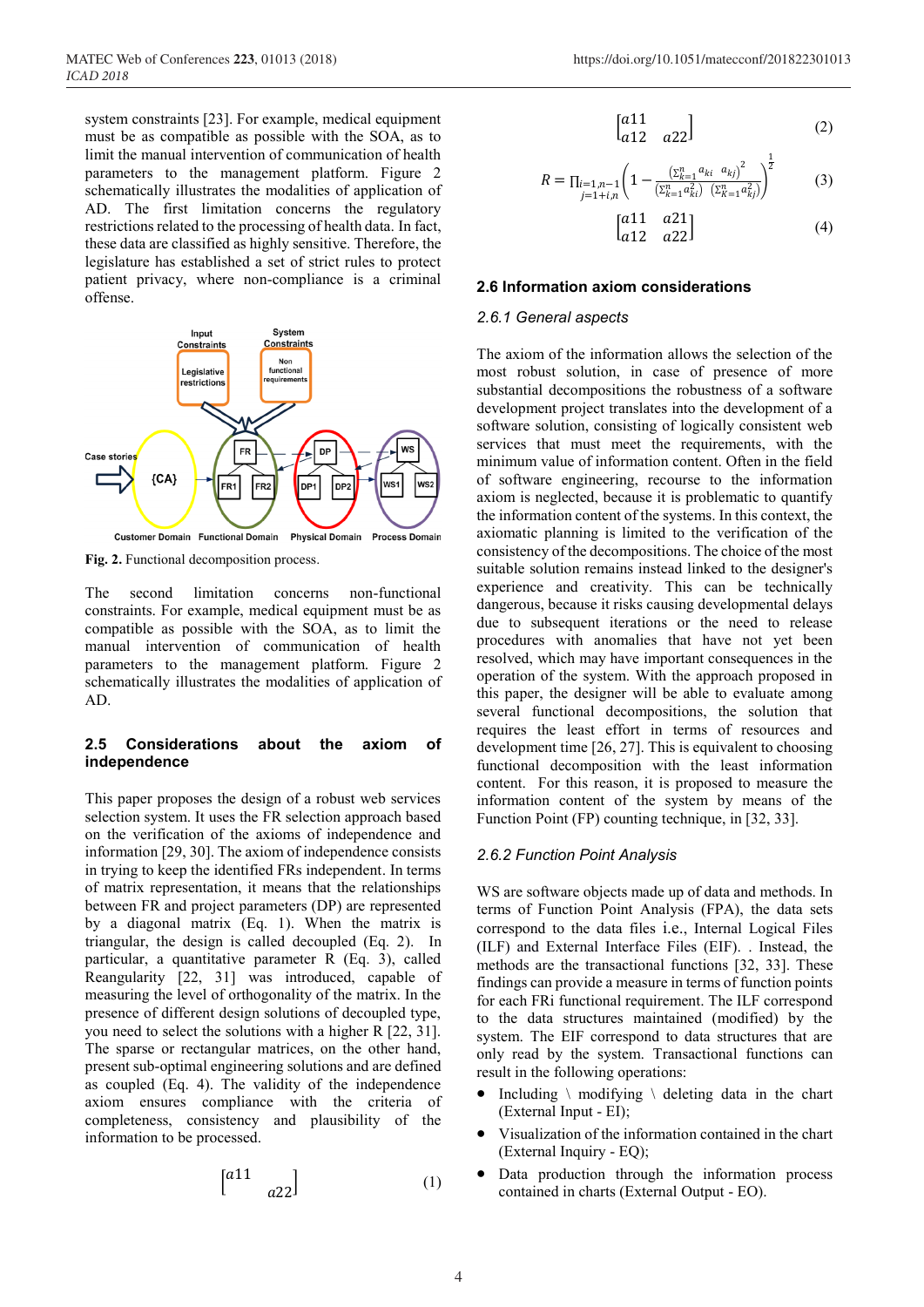system constraints [23]. For example, medical equipment must be as compatible as possible with the SOA, as to limit the manual intervention of communication of health parameters to the management platform. Figure 2 schematically illustrates the modalities of application of AD. The first limitation concerns the regulatory restrictions related to the processing of health data. In fact, these data are classified as highly sensitive. Therefore, the legislature has established a set of strict rules to protect patient privacy, where non-compliance is a criminal offense.

Input Constraints
Legislative restrictions
System Constraints
Non functional requirements
Case stories
{CA}
FR
FR1
FR2
DP
DP1
DP2
WS
WS1
WS2
Customer Domain
Functional Domain
Physical Domain
Process Domain

**Fig. 2.** Functional decomposition process.

The second limitation concerns non-functional constraints. For example, medical equipment must be as compatible as possible with the SOA, as to limit the manual intervention of communication of health parameters to the management platform. Figure 2 schematically illustrates the modalities of application of AD.

## 2.5 Considerations about the axiom of independence

This paper proposes the design of a robust web services selection system. It uses the FR selection approach based on the verification of the axioms of independence and information [29, 30]. The axiom of independence consists in trying to keep the identified FRs independent. In terms of matrix representation, it means that the relationships between FR and project parameters (DP) are represented by a diagonal matrix (Eq. 1). When the matrix is triangular, the design is called decoupled (Eq. 2). In particular, a quantitative parameter R (Eq. 3), called Reangularity [22, 31] was introduced, capable of measuring the level of orthogonality of the matrix. In the presence of different design solutions of decoupled type, you need to select the solutions with a higher R [22, 31]. The sparse or rectangular matrices, on the other hand, present sub-optimal engineering solutions and are defined as coupled (Eq. 4). The validity of the independence axiom ensures compliance with the criteria of completeness, consistency and plausibility of the information to be processed.

$$\begin{bmatrix} a11 & \\ & a22 \end{bmatrix} \tag{1}$$

$$\begin{bmatrix} a11 & \\ a12 & a22 \end{bmatrix} \tag{2}$$

$$R = \prod_{\substack{i=1,n-1 \\ j=1+i,n}} \left( 1 - \frac{\left(\sum_{k=1}^{n} a_{ki} \;\; a_{kj}\right)^2}{\left(\sum_{k=1}^{n} a_{ki}^2\right) \;\; \left(\sum_{K=1}^{n} a_{kj}^2\right)} \right)^{\frac{1}{2}} \tag{3}$$

$$\begin{bmatrix} a11 & a21 \\ a12 & a22 \end{bmatrix} \tag{4}$$

## 2.6 Information axiom considerations

### *2.6.1 General aspects*

The axiom of the information allows the selection of the most robust solution, in case of presence of more substantial decompositions the robustness of a software development project translates into the development of a software solution, consisting of logically consistent web services that must meet the requirements, with the minimum value of information content. Often in the field of software engineering, recourse to the information axiom is neglected, because it is problematic to quantify the information content of the systems. In this context, the axiomatic planning is limited to the verification of the consistency of the decompositions. The choice of the most suitable solution remains linked to the designer's experience and creativity. This can be technically dangerous, because it risks causing developmental delays due to subsequent iterations or the need to release procedures with anomalies that have not yet been resolved, which may have important consequences in the operation of the system. With the approach proposed in this paper, the designer will be able to evaluate among several functional decompositions, the solution that requires the least effort in terms of resources and development time [26, 27]. This is equivalent to choosing functional decomposition with the least information content. For this reason, it is proposed to measure the information content of the system by means of the Function Point (FP) counting technique, in [32, 33].

### *2.6.2 Function Point Analysis*

WS are software objects made up of data and methods. In terms of Function Point Analysis (FPA), the data sets correspond to the data files i.e., Internal Logical Files (ILF) and External Interface Files (EIF). . Instead, the methods are the transactional functions [32, 33]. These findings can provide a measure in terms of function points for each FRi functional requirement. The ILF correspond to the data structures maintained (modified) by the system. The EIF correspond to data structures that are only read by the system. Transactional functions can result in the following operations:

- Including \ modifying \ deleting data in the chart (External Input - EI);
- Visualization of the information contained in the chart (External Inquiry - EQ);
- Data production through the information process contained in charts (External Output - EO).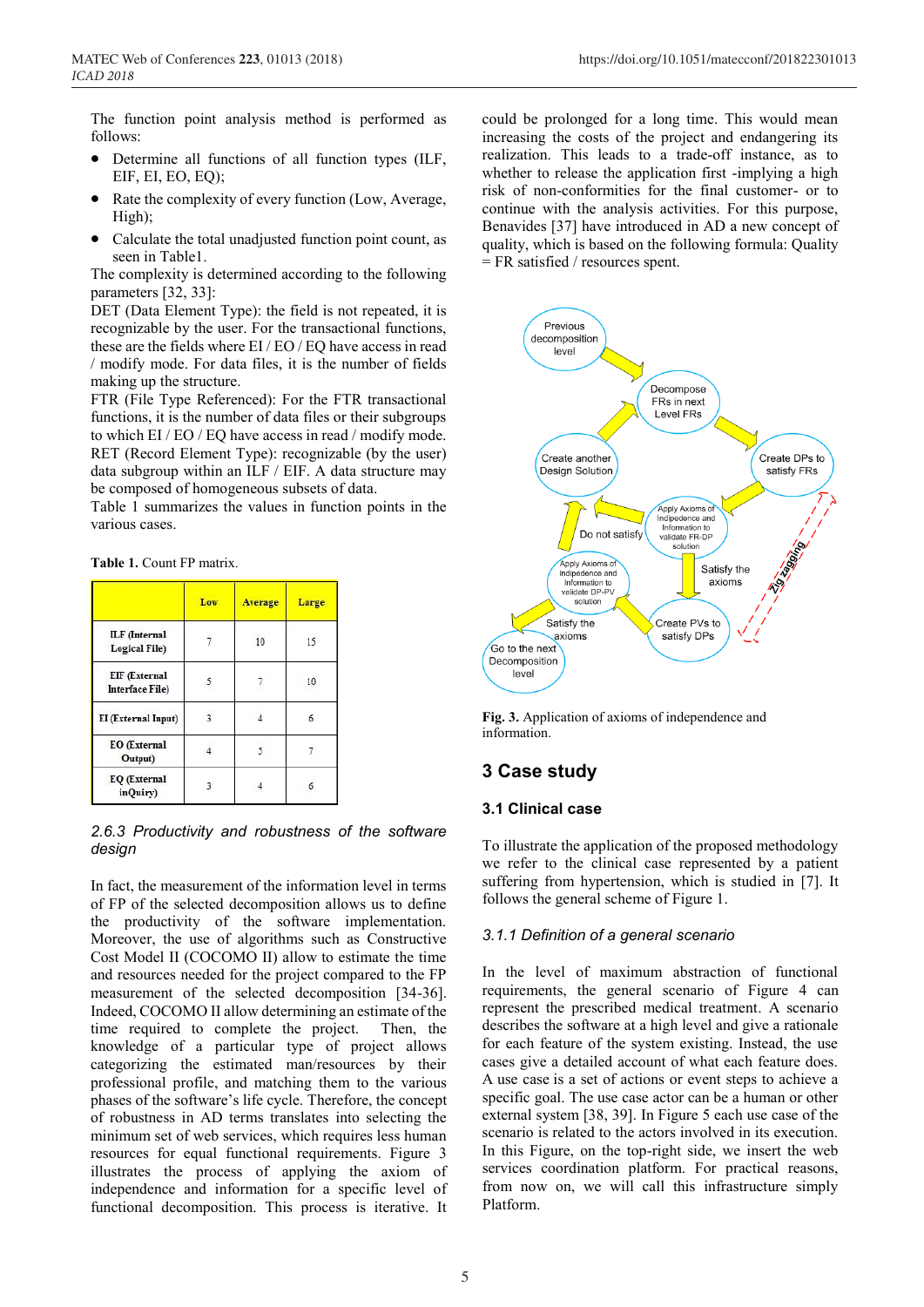The function point analysis method is performed as follows:

- Determine all functions of all function types (ILF, EIF, EI, EO, EQ);
- Rate the complexity of every function (Low, Average, High);
- Calculate the total unadjusted function point count, as seen in Table1.

The complexity is determined according to the following parameters [32, 33]:

DET (Data Element Type): the field is not repeated, it is recognizable by the user. For the transactional functions, these are the fields where EI / EO / EQ have access in read / modify mode. For data files, it is the number of fields making up the structure.

FTR (File Type Referenced): For the FTR transactional functions, it is the number of data files or their subgroups to which EI / EO / EQ have access in read / modify mode.

RET (Record Element Type): recognizable (by the user) data subgroup within an ILF / EIF. A data structure may be composed of homogeneous subsets of data.

Table 1 summarizes the values in function points in the various cases.

**Table 1.** Count FP matrix.

| | Low | Average | Large |
|---|---|---|---|
| ILF (Internal Logical File) | 7 | 10 | 15 |
| EIF (External Interface File) | 5 | 7 | 10 |
| EI (External Input) | 3 | 4 | 6 |
| EO (External Output) | 4 | 5 | 7 |
| EQ (External inQuiry) | 3 | 4 | 6 |

### *2.6.3 Productivity and robustness of the software design*

In fact, the measurement of the information level in terms of FP of the selected decomposition allows us to define the productivity of the software implementation. Moreover, the use of algorithms such as Constructive Cost Model II (COCOMO II) allow to estimate the time and resources needed for the project compared to the FP measurement of the selected decomposition [34-36]. Indeed, COCOMO II allow determining an estimate of the time required to complete the project. Then, the knowledge of a particular type of project allows categorizing the estimated man/resources by their professional profile, and matching them to the various phases of the software's life cycle. Therefore, the concept of robustness in AD terms translates into selecting the minimum set of web services, which requires less human resources for equal functional requirements. Figure 3 illustrates the process of applying the axiom of independence and information for a specific level of functional decomposition. This process is iterative. It could be prolonged for a long time. This would mean increasing the costs of the project and endangering its realization. This leads to a trade-off instance, as to whether to release the application first -implying a high risk of non-conformities for the final customer- or to continue with the analysis activities. For this purpose, Benavides [37] have introduced in AD a new concept of quality, which is based on the following formula: Quality = FR satisfied / resources spent.

**Fig. 3.** Application of axioms of independence and information.

## 3 Case study

### 3.1 Clinical case

To illustrate the application of the proposed methodology we refer to the clinical case represented by a patient suffering from hypertension, which is studied in [7]. It follows the general scheme of Figure 1.

### *3.1.1 Definition of a general scenario*

In the level of maximum abstraction of functional requirements, the general scenario of Figure 4 can represent the prescribed medical treatment. A scenario describes the software at a high level and give a rationale for each feature of the system existing. Instead, the use cases give a detailed account of what each feature does. A use case is a set of actions or event steps to achieve a specific goal. The use case actor can be a human or other external system [38, 39]. In Figure 5 each use case of the scenario is related to the actors involved in its execution. In this Figure, on the top-right side, we insert the web services coordination platform. For practical reasons, from now on, we will call this infrastructure simply Platform.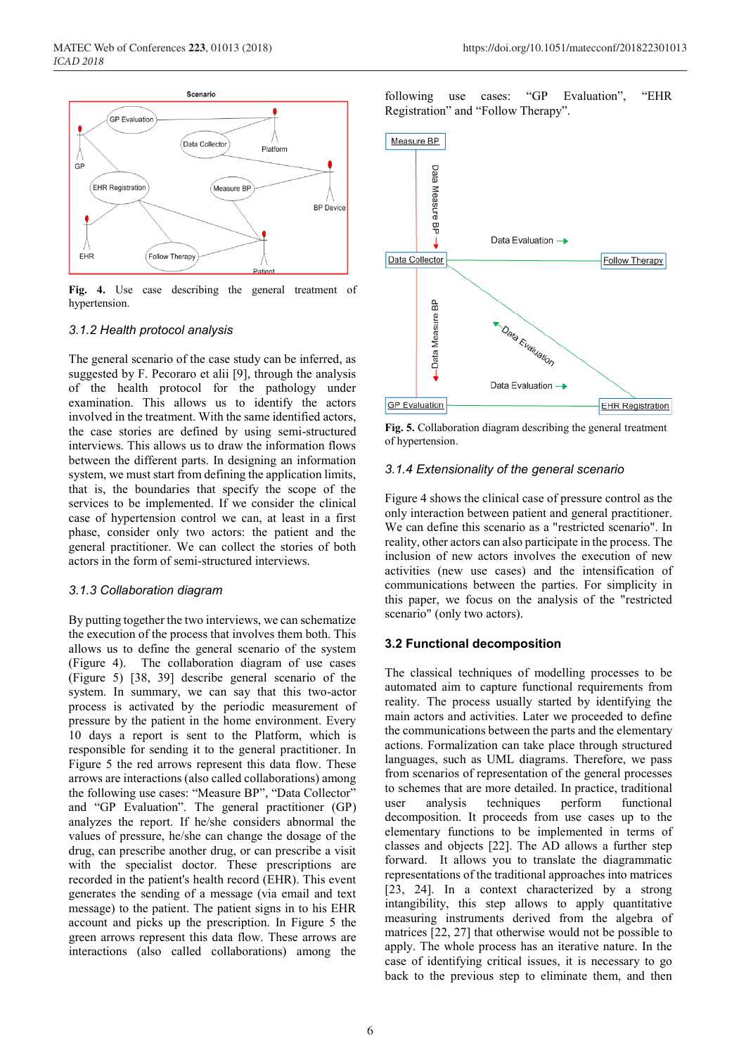**Fig. 4.** Use case describing the general treatment of hypertension.

### 3.1.2 Health protocol analysis

The general scenario of the case study can be inferred, as suggested by F. Pecoraro et alii [9], through the analysis of the health protocol for the pathology under examination. This allows us to identify the actors involved in the treatment. With the same identified actors, the case stories are defined by using semi-structured interviews. This allows us to draw the information flows between the different parts. In designing an information system, we must start from defining the application limits, that is, the boundaries that specify the scope of the services to be implemented. If we consider the clinical case of hypertension control we can, at least in a first phase, consider only two actors: the patient and the general practitioner. We can collect the stories of both actors in the form of semi-structured interviews.

### 3.1.3 Collaboration diagram

By putting together the two interviews, we can schematize the execution of the process that involves them both. This allows us to define the general scenario of the system (Figure 4). The collaboration diagram of use cases (Figure 5) [38, 39] describe general scenario of the system. In summary, we can say that this two-actor process is activated by the periodic measurement of pressure by the patient in the home environment. Every 10 days a report is sent to the Platform, which is responsible for sending it to the general practitioner. In Figure 5 the red arrows represent this data flow. These arrows are interactions (also called collaborations) among the following use cases: "Measure BP", "Data Collector" and "GP Evaluation". The general practitioner (GP) analyzes the report. If he/she considers abnormal the values of pressure, he/she can change the dosage of the drug, can prescribe another drug, or can prescribe a visit with the specialist doctor. These prescriptions are recorded in the patient's health record (EHR). This event generates the sending of a message (via email and text message) to the patient. The patient signs in to his EHR account and picks up the prescription. In Figure 5 the green arrows represent this data flow. These arrows are interactions (also called collaborations) among the following use cases: "GP Evaluation", "EHR Registration" and "Follow Therapy".

**Fig. 5.** Collaboration diagram describing the general treatment of hypertension.

### 3.1.4 Extensionality of the general scenario

Figure 4 shows the clinical case of pressure control as the only interaction between patient and general practitioner. We can define this scenario as a "restricted scenario". In reality, other actors can also participate in the process. The inclusion of new actors involves the execution of new activities (new use cases) and the intensification of communications between the parties. For simplicity in this paper, we focus on the analysis of the "restricted scenario" (only two actors).

## 3.2 Functional decomposition

The classical techniques of modelling processes to be automated aim to capture functional requirements from reality. The process usually started by identifying the main actors and activities. Later we proceeded to define the communications between the parts and the elementary actions. Formalization can take place through structured languages, such as UML diagrams. Therefore, we pass from scenarios of representation of the general processes to schemes that are more detailed. In practice, traditional user analysis techniques perform functional decomposition. It proceeds from use cases up to the elementary functions to be implemented in terms of classes and objects [22]. The AD allows a further step forward. It allows you to translate the diagrammatic representations of the traditional approaches into matrices [23, 24]. In a context characterized by a strong intangibility, this step allows to apply quantitative measuring instruments derived from the algebra of matrices [22, 27] that otherwise would not be possible to apply. The whole process has an iterative nature. In the case of identifying critical issues, it is necessary to go back to the previous step to eliminate them, and then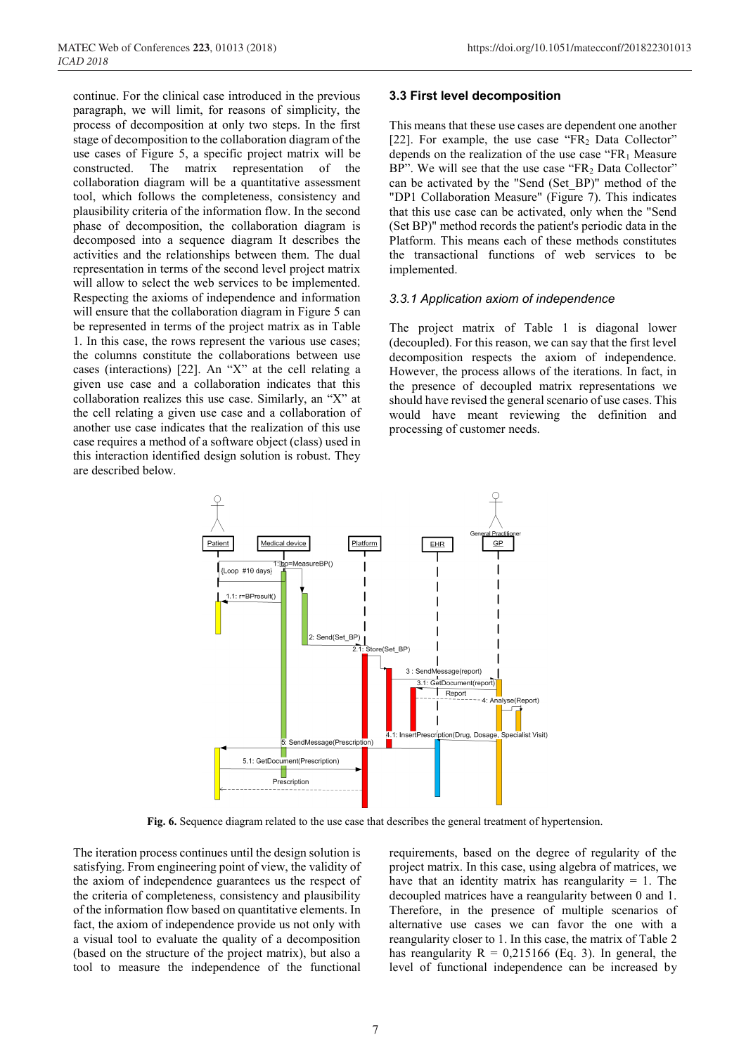continue. For the clinical case introduced in the previous paragraph, we will limit, for reasons of simplicity, the process of decomposition at only two steps. In the first stage of decomposition to the collaboration diagram of the use cases of Figure 5, a specific project matrix will be constructed. The matrix representation of the collaboration diagram will be a quantitative assessment tool, which follows the completeness, consistency and plausibility criteria of the information flow. In the second phase of decomposition, the collaboration diagram is decomposed into a sequence diagram It describes the activities and the relationships between them. The dual representation in terms of the second level project matrix will allow to select the web services to be implemented. Respecting the axioms of independence and information will ensure that the collaboration diagram in Figure 5 can be represented in terms of the project matrix as in Table 1. In this case, the rows represent the various use cases; the columns constitute the collaborations between use cases (interactions) [22]. An "X" at the cell relating a given use case and a collaboration indicates that this collaboration realizes this use case. Similarly, an "X" at the cell relating a given use case and a collaboration of another use case indicates that the realization of this use case requires a method of a software object (class) used in this interaction identified design solution is robust. They are described below.

### 3.3 First level decomposition

This means that these use cases are dependent one another [22]. For example, the use case "$FR_2$ Data Collector" depends on the realization of the use case "$FR_1$ Measure BP". We will see that the use case "$FR_2$ Data Collector" can be activated by the "Send (Set_BP)" method of the "DP1 Collaboration Measure" (Figure 7). This indicates that this use case can be activated, only when the "Send (Set BP)" method records the patient's periodic data in the Platform. This means each of these methods constitutes the transactional functions of web services to be implemented.

#### 3.3.1 Application axiom of independence

The project matrix of Table 1 is diagonal lower (decoupled). For this reason, we can say that the first level decomposition respects the axiom of independence. However, the process allows of the iterations. In fact, in the presence of decoupled matrix representations we should have revised the general scenario of use cases. This would have meant reviewing the definition and processing of customer needs.

**Fig. 6.** Sequence diagram related to the use case that describes the general treatment of hypertension.

The iteration process continues until the design solution is satisfying. From engineering point of view, the validity of the axiom of independence guarantees us the respect of the criteria of completeness, consistency and plausibility of the information flow based on quantitative elements. In fact, the axiom of independence provide us not only with a visual tool to evaluate the quality of a decomposition (based on the structure of the project matrix), but also a tool to measure the independence of the functional requirements, based on the degree of regularity of the project matrix. In this case, using algebra of matrices, we have that an identity matrix has reangularity = 1. The decoupled matrices have a reangularity between 0 and 1. Therefore, in the presence of multiple scenarios of alternative use cases we can favor the one with a reangularity closer to 1. In this case, the matrix of Table 2 has reangularity R = 0,215166 (Eq. 3). In general, the level of functional independence can be increased by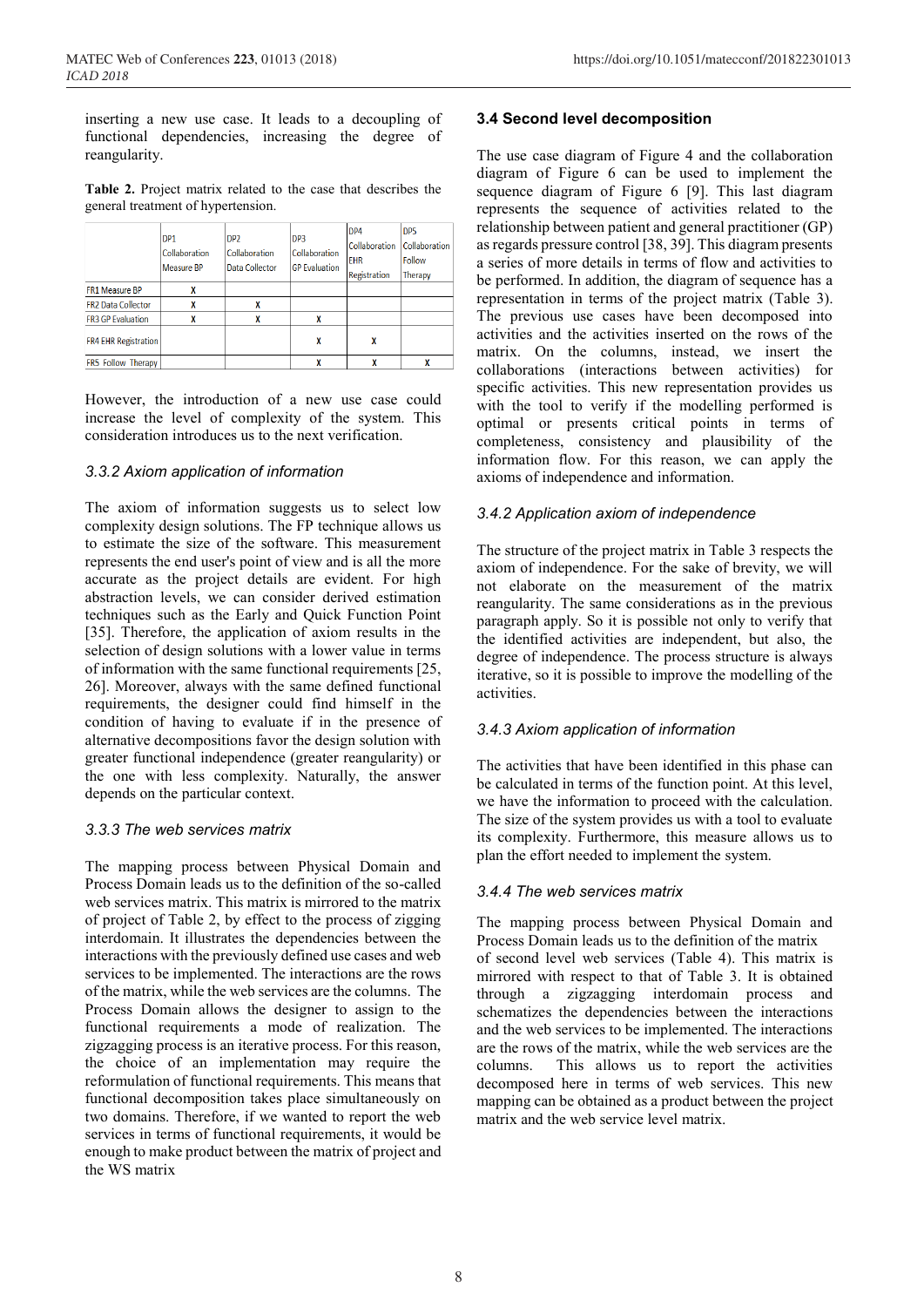inserting a new use case. It leads to a decoupling of functional dependencies, increasing the degree of reangularity.

**Table 2.** Project matrix related to the case that describes the general treatment of hypertension.

| | DP1 Collaboration Measure BP | DP2 Collaboration Data Collector | DP3 Collaboration GP Evaluation | DP4 Collaboration EHR Registration | DP5 Collaboration Follow Therapy |
|---|---|---|---|---|---|
| FR1 Measure BP | X | | | | |
| FR2 Data Collector | X | X | | | |
| FR3 GP Evaluation | X | X | X | | |
| FR4 EHR Registration | | | X | X | |
| FR5 Follow Therapy | | | X | X | X |

However, the introduction of a new use case could increase the level of complexity of the system. This consideration introduces us to the next verification.

### *3.3.2 Axiom application of information*

The axiom of information suggests us to select low complexity design solutions. The FP technique allows us to estimate the size of the software. This measurement represents the end user's point of view and is all the more accurate as the project details are evident. For high abstraction levels, we can consider derived estimation techniques such as the Early and Quick Function Point [35]. Therefore, the application of axiom results in the selection of design solutions with a lower value in terms of information with the same functional requirements [25, 26]. Moreover, always with the same defined functional requirements, the designer could find himself in the condition of having to evaluate if in the presence of alternative decompositions favor the design solution with greater functional independence (greater reangularity) or the one with less complexity. Naturally, the answer depends on the particular context.

### *3.3.3 The web services matrix*

The mapping process between Physical Domain and Process Domain leads us to the definition of the so-called web services matrix. This matrix is mirrored to the matrix of project of Table 2, by effect to the process of zigging interdomain. It illustrates the dependencies between the interactions with the previously defined use cases and web services to be implemented. The interactions are the rows of the matrix, while the web services are the columns. The Process Domain allows the designer to assign to the functional requirements a mode of realization. The zigzagging process is an iterative process. For this reason, the choice of an implementation may require the reformulation of functional requirements. This means that functional decomposition takes place simultaneously on two domains. Therefore, if we wanted to report the web services in terms of functional requirements, it would be enough to make product between the matrix of project and the WS matrix

## 3.4 Second level decomposition

The use case diagram of Figure 4 and the collaboration diagram of Figure 6 can be used to implement the sequence diagram of Figure 6 [9]. This last diagram represents the sequence of activities related to the relationship between patient and general practitioner (GP) as regards pressure control [38, 39]. This diagram presents a series of more details in terms of flow and activities to be performed. In addition, the diagram of sequence has a representation in terms of the project matrix (Table 3). The previous use cases have been decomposed into activities and the activities inserted on the rows of the matrix. On the columns, instead, we insert the collaborations (interactions between activities) for specific activities. This new representation provides us with the tool to verify if the modelling performed is optimal or presents critical points in terms of completeness, consistency and plausibility of the information flow. For this reason, we can apply the axioms of independence and information.

### *3.4.2 Application axiom of independence*

The structure of the project matrix in Table 3 respects the axiom of independence. For the sake of brevity, we will not elaborate on the measurement of the matrix reangularity. The same considerations as in the previous paragraph apply. So it is possible not only to verify that the identified activities are independent, but also, the degree of independence. The process structure is always iterative, so it is possible to improve the modelling of the activities.

### *3.4.3 Axiom application of information*

The activities that have been identified in this phase can be calculated in terms of the function point. At this level, we have the information to proceed with the calculation. The size of the system provides us with a tool to evaluate its complexity. Furthermore, this measure allows us to plan the effort needed to implement the system.

### *3.4.4 The web services matrix*

The mapping process between Physical Domain and Process Domain leads us to the definition of the matrix of second level web services (Table 4). This matrix is mirrored with respect to that of Table 3. It is obtained through a zigzagging interdomain process and schematizes the dependencies between the interactions and the web services to be implemented. The interactions are the rows of the matrix, while the web services are the columns. This allows us to report the activities decomposed here in terms of web services. This new mapping can be obtained as a product between the project matrix and the web service level matrix.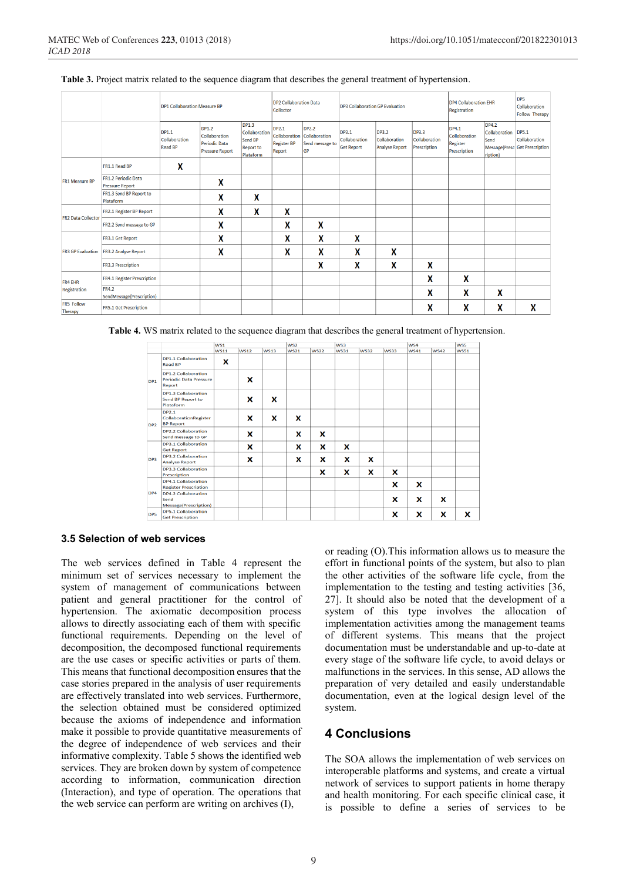**Table 3.** Project matrix related to the sequence diagram that describes the general treatment of hypertension.

| | | DP1 Collaboration Measure BP | | | DP2 Collaboration Data Collector | | DP3 Collaboration GP Evaluation | | | DP4 Collaboration EHR Registration | | DP5 Collaboration Follow Therapy |
|---|---|---|---|---|---|---|---|---|---|---|---|---|
| | | DP1.1 Collaboration Read BP | DP1.2 Collaboration Periodic Data Pressure Report | DP1.3 Collaboration Send BP Report to Plataform | DP2.1 Collaboration Register BP Report | DP2.2 Collaboration Send message to GP | DP3.1 Collaboration Get Report | DP3.2 Collaboration Analyse Report | DP3.3 Collaboration Prescription | DP4.1 Collaboration Register Prescription | DP4.2 Collaboration Send Message(Prescription) | DP5.1 Collaboration Get Prescription |
| FR1 Measure BP | FR1.1 Read BP | X | | | | | | | | | | |
| | FR1.2 Periodic Data Pressure Report | | X | | | | | | | | | |
| | FR1.3 Send BP Report to Plataform | | X | X | | | | | | | | |
| FR2 Data Collector | FR2.1 Register BP Report | | X | X | X | | | | | | | |
| | FR2.2 Send message to GP | | X | | X | X | | | | | | |
| FR3 GP Evaluation | FR3.1 Get Report | | X | | X | X | X | | | | | |
| | FR3.2 Analyse Report | | X | | X | X | X | X | | | | |
| | FR3.3 Prescription | | | | | X | X | X | X | | | |
| FR4 EHR Registration | FR4.1 Register Prescription | | | | | | | | X | X | | |
| | FR4.2 SendMessage(Prescription) | | | | | | | | X | X | X | |
| FR5 Follow Therapy | FR5.1 Get Prescription | | | | | | | | X | X | X | X |

**Table 4.** WS matrix related to the sequence diagram that describes the general treatment of hypertension.

| | | WS1 | | | WS2 | | WS3 | | | WS4 | | WS5 |
|---|---|---|---|---|---|---|---|---|---|---|---|---|
| | | WS11 | WS12 | WS13 | WS21 | WS22 | WS31 | WS32 | WS33 | WS41 | WS42 | WS51 |
| DP1 | DP1.1 Collaboration Read BP | X | | | | | | | | | | |
| | DP1.2 Collaboration Periodic Data Pressure Report | | X | | | | | | | | | |
| | DP1.3 Collaboration Send BP Report to Plataform | | X | X | | | | | | | | |
| DP2 | DP2.1 CollaborationRegister BP Report | | X | X | X | | | | | | | |
| | DP2.2 Collaboration Send message to GP | | X | | X | X | | | | | | |
| DP3 | DP3.1 Collaboration Get Report | | X | | X | X | X | | | | | |
| | DP3.2 Collaboration Analyse Report | | X | | X | X | X | X | | | | |
| | DP3.3 Collaboration Prescription | | | | | X | X | X | X | | | |
| DP4 | DP4.1 Collaboration Register Prescription | | | | | | | | X | X | | |
| | DP4.2 Collaboration Send Message(Prescription) | | | | | | | | X | X | X | |
| DP5 | DP5.1 Collaboration Get Prescription | | | | | | | | X | X | X | X |

### 3.5 Selection of web services

The web services defined in Table 4 represent the minimum set of services necessary to implement the system of management of communications between patient and general practitioner for the control of hypertension. The axiomatic decomposition process allows to directly associating each of them with specific functional requirements. Depending on the level of decomposition, the decomposed functional requirements are the use cases or specific activities or parts of them. This means that functional decomposition ensures that the case stories prepared in the analysis of user requirements are effectively translated into web services. Furthermore, the selection obtained must be considered optimized because the axioms of independence and information make it possible to provide quantitative measurements of the degree of independence of web services and their informative complexity. Table 5 shows the identified web services. They are broken down by system of competence according to information, communication direction (Interaction), and type of operation. The operations that the web service can perform are writing on archives (I), or reading (O).This information allows us to measure the effort in functional points of the system, but also to plan the other activities of the software life cycle, from the implementation to the testing and testing activities [36, 27]. It should also be noted that the development of a system of this type involves the allocation of implementation activities among the management teams of different systems. This means that the project documentation must be understandable and up-to-date at every stage of the software life cycle, to avoid delays or malfunctions in the services. In this sense, AD allows the preparation of very detailed and easily understandable documentation, even at the logical design level of the system.

## 4 Conclusions

The SOA allows the implementation of web services on interoperable platforms and systems, and create a virtual network of services to support patients in home therapy and health monitoring. For each specific clinical case, it is possible to define a series of services to be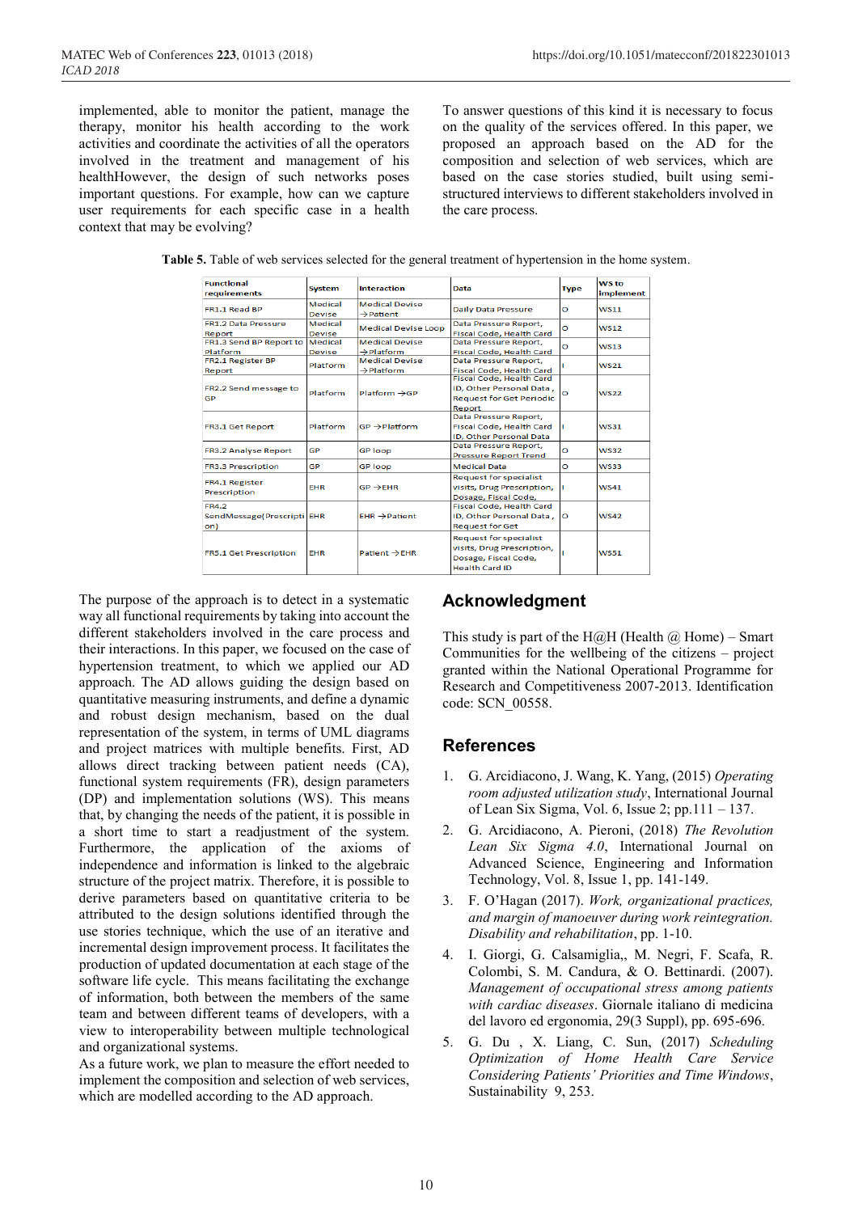implemented, able to monitor the patient, manage the therapy, monitor his health according to the work activities and coordinate the activities of all the operators involved in the treatment and management of his healthHowever, the design of such networks poses important questions. For example, how can we capture user requirements for each specific case in a health context that may be evolving?

To answer questions of this kind it is necessary to focus on the quality of the services offered. In this paper, we proposed an approach based on the AD for the composition and selection of web services, which are based on the case stories studied, built using semi-structured interviews to different stakeholders involved in the care process.

**Table 5.** Table of web services selected for the general treatment of hypertension in the home system.

| Functional requirements | System | Interaction | Data | Type | WS to implement |
|---|---|---|---|---|---|
| FR1.1 Read BP | Medical Devise | Medical Devise → Patient | Daily Data Pressure | O | WS11 |
| FR1.2 Data Pressure Report | Medical Devise | Medical Devise Loop | Data Pressure Report, Fiscal Code, Health Card | O | WS12 |
| FR1.3 Send BP Report to Platform | Medical Devise | Medical Devise → Platform | Data Pressure Report, Fiscal Code, Health Card | O | WS13 |
| FR2.1 Register BP Report | Platform | Medical Devise → Platform | Data Pressure Report, Fiscal Code, Health Card | I | WS21 |
| FR2.2 Send message to GP | Platform | Platform → GP | Fiscal Code, Health Card ID, Other Personal Data , Request for Get Periodic Report | O | WS22 |
| FR3.1 Get Report | Platform | GP → Platform | Data Pressure Report, Fiscal Code, Health Card ID, Other Personal Data | I | WS31 |
| FR3.2 Analyse Report | GP | GP loop | Data Pressure Report, Pressure Report Trend | O | WS32 |
| FR3.3 Prescription | GP | GP loop | Medical Date | O | WS33 |
| FR4.1 Register Prescription | EHR | GP → EHR | Request for specialist visits, Drug Prescription, Dosage, Fiscal Code, | I | WS41 |
| FR4.2 SendMessage(Prescription) | EHR | EHR → Patient | Fiscal Code, Health Card ID, Other Personal Data , Request for Get | O | WS42 |
| FR5.1 Get Prescription | EHR | Patient → EHR | Request for specialist visits, Drug Prescription, Dosage, Fiscal Code, Health Card ID | I | WS51 |

The purpose of the approach is to detect in a systematic way all functional requirements by taking into account the different stakeholders involved in the care process and their interactions. In this paper, we focused on the case of hypertension treatment, to which we applied our AD approach. The AD allows guiding the design based on quantitative measuring instruments, and define a dynamic and robust design mechanism, based on the dual representation of the system, in terms of UML diagrams and project matrices with multiple benefits. First, AD allows direct tracking between patient needs (CA), functional system requirements (FR), design parameters (DP) and implementation solutions (WS). This means that, by changing the needs of the patient, it is possible in a short time to start a readjustment of the system. Furthermore, the application of the axioms of independence and information is linked to the algebraic structure of the project matrix. Therefore, it is possible to derive parameters based on quantitative criteria to be attributed to the design solutions identified through the use stories technique, which the use of an iterative and incremental design improvement process. It facilitates the production of updated documentation at each stage of the software life cycle. This means facilitating the exchange of information, both between the members of the same team and between different teams of developers, with a view to interoperability between multiple technological and organizational systems.
As a future work, we plan to measure the effort needed to implement the composition and selection of web services, which are modelled according to the AD approach.

## Acknowledgment

This study is part of the H@H (Health @ Home) – Smart Communities for the wellbeing of the citizens – project granted within the National Operational Programme for Research and Competitiveness 2007-2013. Identification code: SCN_00558.

## References

1. G. Arcidiacono, J. Wang, K. Yang, (2015) *Operating room adjusted utilization study*, International Journal of Lean Six Sigma, Vol. 6, Issue 2; pp.111 – 137.
2. G. Arcidiacono, A. Pieroni, (2018) *The Revolution Lean Six Sigma 4.0*, International Journal on Advanced Science, Engineering and Information Technology, Vol. 8, Issue 1, pp. 141-149.
3. F. O'Hagan (2017). *Work, organizational practices, and margin of manoeuver during work reintegration. Disability and rehabilitation*, pp. 1-10.
4. I. Giorgi, G. Calsamiglia,, M. Negri, F. Scafa, R. Colombi, S. M. Candura, & O. Bettinardi. (2007). *Management of occupational stress among patients with cardiac diseases*. Giornale italiano di medicina del lavoro ed ergonomia, 29(3 Suppl), pp. 695-696.
5. G. Du , X. Liang, C. Sun, (2017) *Scheduling Optimization of Home Health Care Service Considering Patients' Priorities and Time Windows*, Sustainability 9, 253.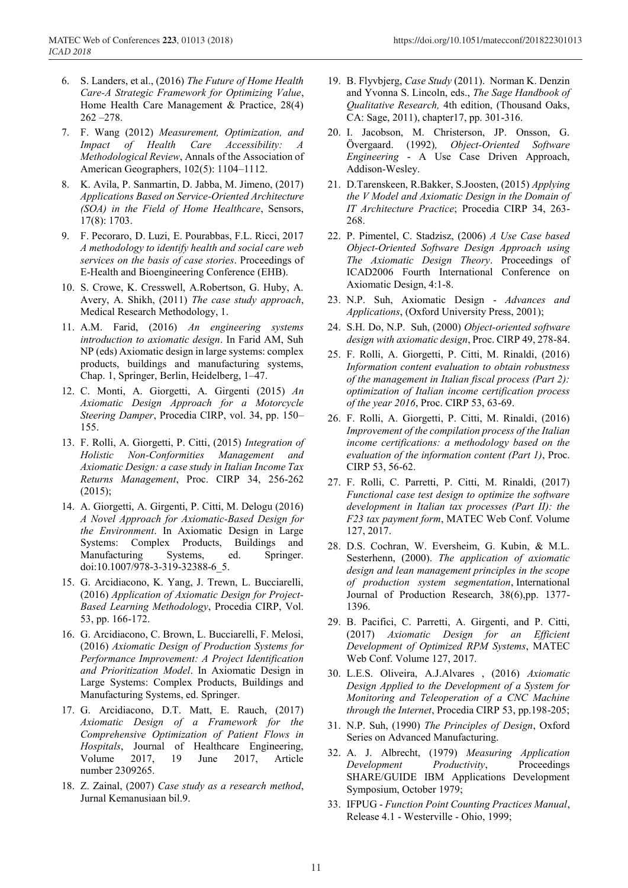6. S. Landers, et al., (2016) *The Future of Home Health Care-A Strategic Framework for Optimizing Value*, Home Health Care Management & Practice, 28(4) 262 –278.
7. F. Wang (2012) *Measurement, Optimization, and Impact of Health Care Accessibility: A Methodological Review*, Annals of the Association of American Geographers, 102(5): 1104–1112.
8. K. Avila, P. Sanmartin, D. Jabba, M. Jimeno, (2017) *Applications Based on Service-Oriented Architecture (SOA) in the Field of Home Healthcare*, Sensors, 17(8): 1703.
9. F. Pecoraro, D. Luzi, E. Pourabbas, F.L. Ricci, 2017 *A methodology to identify health and social care web services on the basis of case stories*. Proceedings of E-Health and Bioengineering Conference (EHB).
10. S. Crowe, K. Cresswell, A.Robertson, G. Huby, A. Avery, A. Shikh, (2011) *The case study approach*, Medical Research Methodology, 1.
11. A.M. Farid, (2016) *An engineering systems introduction to axiomatic design*. In Farid AM, Suh NP (eds) Axiomatic design in large systems: complex products, buildings and manufacturing systems, Chap. 1, Springer, Berlin, Heidelberg, 1–47.
12. C. Monti, A. Giorgetti, A. Girgenti (2015) *An Axiomatic Design Approach for a Motorcycle Steering Damper*, Procedia CIRP, vol. 34, pp. 150–155.
13. F. Rolli, A. Giorgetti, P. Citti, (2015) *Integration of Holistic Non-Conformities Management and Axiomatic Design: a case study in Italian Income Tax Returns Management*, Proc. CIRP 34, 256-262 (2015);
14. A. Giorgetti, A. Girgenti, P. Citti, M. Delogu (2016) *A Novel Approach for Axiomatic-Based Design for the Environment*. In Axiomatic Design in Large Systems: Complex Products, Buildings and Manufacturing Systems, ed. Springer. doi:10.1007/978-3-319-32388-6_5.
15. G. Arcidiacono, K. Yang, J. Trewn, L. Bucciarelli, (2016) *Application of Axiomatic Design for Project-Based Learning Methodology*, Procedia CIRP, Vol. 53, pp. 166-172.
16. G. Arcidiacono, C. Brown, L. Bucciarelli, F. Melosi, (2016) *Axiomatic Design of Production Systems for Performance Improvement: A Project Identification and Prioritization Model*. In Axiomatic Design in Large Systems: Complex Products, Buildings and Manufacturing Systems, ed. Springer.
17. G. Arcidiacono, D.T. Matt, E. Rauch, (2017) *Axiomatic Design of a Framework for the Comprehensive Optimization of Patient Flows in Hospitals*, Journal of Healthcare Engineering, Volume 2017, 19 June 2017, Article number 2309265.
18. Z. Zainal, (2007) *Case study as a research method*, Jurnal Kemanusiaan bil.9.
19. B. Flyvbjerg, *Case Study* (2011). Norman K. Denzin and Yvonna S. Lincoln, eds., *The Sage Handbook of Qualitative Research,* 4th edition, (Thousand Oaks, CA: Sage, 2011), chapter17, pp. 301-316.
20. I. Jacobson, M. Christerson, JP. Onsson, G. Övergaard. (1992)*, Object-Oriented Software Engineering* - A Use Case Driven Approach, Addison-Wesley.
21. D.Tarenskeen, R.Bakker, S.Joosten, (2015) *Applying the V Model and Axiomatic Design in the Domain of IT Architecture Practice*; Procedia CIRP 34, 263-268.
22. P. Pimentel, C. Stadzisz, (2006) *A Use Case based Object-Oriented Software Design Approach using The Axiomatic Design Theory*. Proceedings of ICAD2006 Fourth International Conference on Axiomatic Design, 4:1-8.
23. N.P. Suh, Axiomatic Design - *Advances and Applications*, (Oxford University Press, 2001);
24. S.H. Do, N.P. Suh, (2000) *Object-oriented software design with axiomatic design*, Proc. CIRP 49, 278-84.
25. F. Rolli, A. Giorgetti, P. Citti, M. Rinaldi, (2016) *Information content evaluation to obtain robustness of the management in Italian fiscal process (Part 2): optimization of Italian income certification process of the year 2016*, Proc. CIRP 53, 63-69.
26. F. Rolli, A. Giorgetti, P. Citti, M. Rinaldi, (2016) *Improvement of the compilation process of the Italian income certifications: a methodology based on the evaluation of the information content (Part 1)*, Proc. CIRP 53, 56-62.
27. F. Rolli, C. Parretti, P. Citti, M. Rinaldi, (2017) *Functional case test design to optimize the software development in Italian tax processes (Part II): the F23 tax payment form*, MATEC Web Conf. Volume 127, 2017.
28. D.S. Cochran, W. Eversheim, G. Kubin, & M.L. Sesterhenn, (2000). *The application of axiomatic design and lean management principles in the scope of production system segmentation*, International Journal of Production Research, 38(6),pp. 1377-1396.
29. B. Pacifici, C. Parretti, A. Girgenti, and P. Citti, (2017) *Axiomatic Design for an Efficient Development of Optimized RPM Systems*, MATEC Web Conf. Volume 127, 2017.
30. L.E.S. Oliveira, A.J.Alvares , (2016) *Axiomatic Design Applied to the Development of a System for Monitoring and Teleoperation of a CNC Machine through the Internet*, Procedia CIRP 53, pp.198-205;
31. N.P. Suh, (1990) *The Principles of Design*, Oxford Series on Advanced Manufacturing.
32. A. J. Albrecht, (1979) *Measuring Application Development Productivity*, Proceedings SHARE/GUIDE IBM Applications Development Symposium, October 1979;
33. IFPUG - *Function Point Counting Practices Manual*, Release 4.1 - Westerville - Ohio, 1999;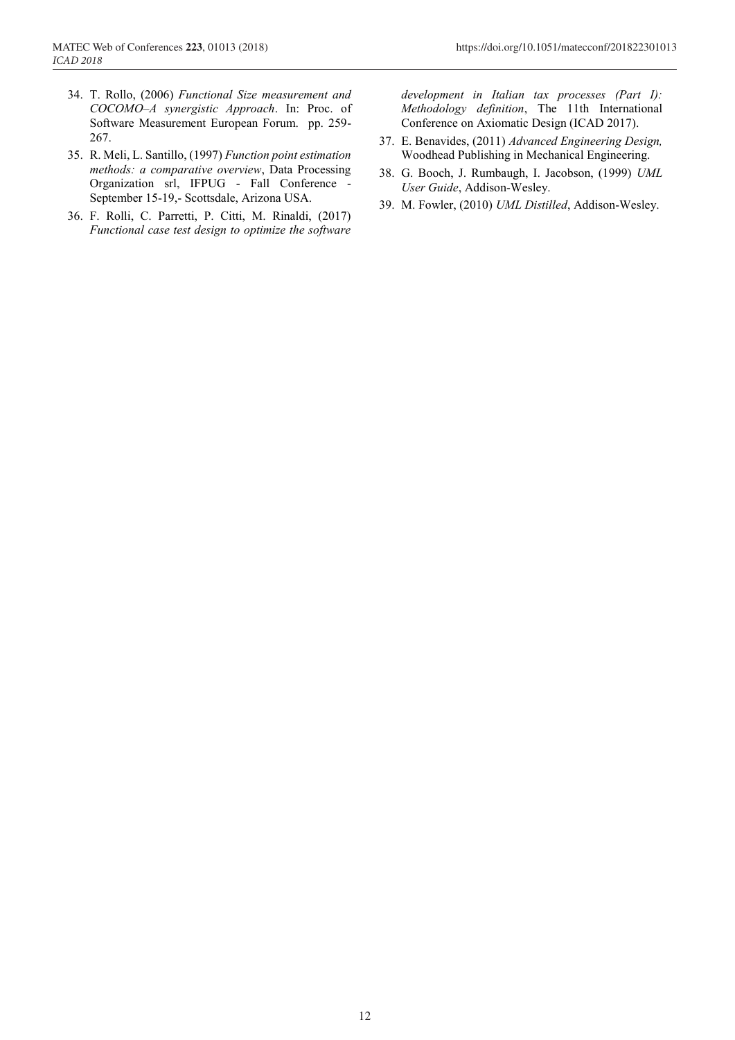34. T. Rollo, (2006) *Functional Size measurement and COCOMO–A synergistic Approach*. In: Proc. of Software Measurement European Forum. pp. 259-267.
35. R. Meli, L. Santillo, (1997) *Function point estimation methods: a comparative overview*, Data Processing Organization srl, IFPUG - Fall Conference - September 15-19,- Scottsdale, Arizona USA.
36. F. Rolli, C. Parretti, P. Citti, M. Rinaldi, (2017) *Functional case test design to optimize the software development in Italian tax processes (Part I): Methodology definition*, The 11th International Conference on Axiomatic Design (ICAD 2017).
37. E. Benavides, (2011) *Advanced Engineering Design,* Woodhead Publishing in Mechanical Engineering.
38. G. Booch, J. Rumbaugh, I. Jacobson, (1999) *UML User Guide*, Addison-Wesley.
39. M. Fowler, (2010) *UML Distilled*, Addison-Wesley.